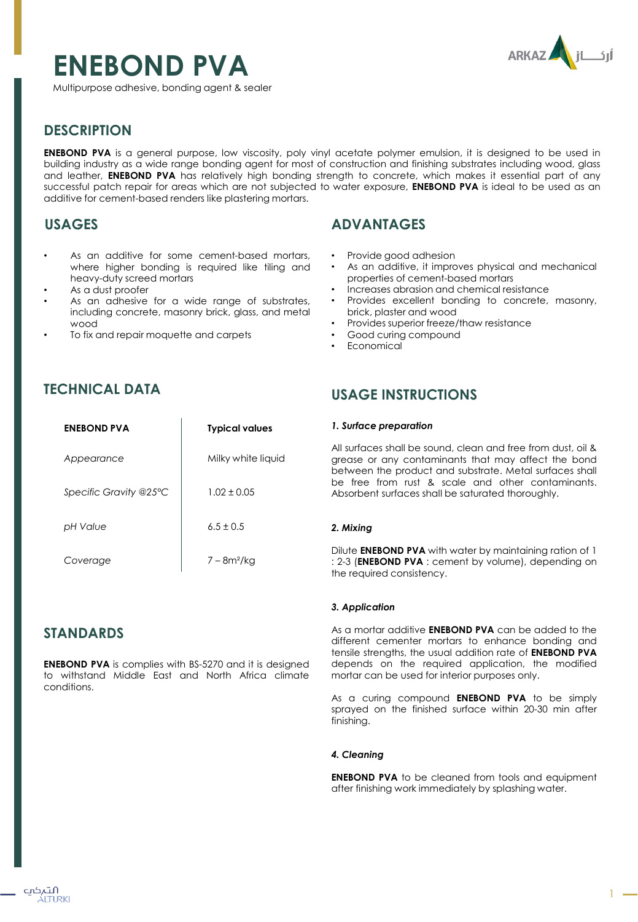# ENEBOND PVA

Multipurpose adhesive, bonding agent & sealer

## DESCRIPTION

**ENEBOND PVA** is a general purpose, low viscosity, poly vinyl acetate polymer emulsion, it is designed to be used in building industry as a wide range bonding agent for most of construction and finishing substrates including wood, glass and leather, **ENEBOND PVA** has relatively high bonding strength to concrete, which makes it essential part of any successful patch repair for areas which are not subjected to water exposure, **ENEBOND PVA** is ideal to be used as an additive for cement-based renders like plastering mortars.

## USAGES

- As an additive for some cement-based mortars, where higher bonding is required like tiling and heavy-duty screed mortars
- As a dust proofer
- As an adhesive for a wide range of substrates, including concrete, masonry brick, glass, and metal wood
- To fix and repair moquette and carpets

## ADVANTAGES

- Provide good adhesion
- As an additive, it improves physical and mechanical properties of cement-based mortars
- Increases abrasion and chemical resistance
- Provides excellent bonding to concrete, masonry, brick, plaster and wood
- Provides superior freeze/thaw resistance
- Good curing compound
- Economical

## TECHNICAL DATA

| ENEBOND PVA | Typical values |
|---|---|
| *Appearance* | Milky white liquid |
| *Specific Gravity @25°C* | 1.02 ± 0.05 |
| *pH Value* | 6.5 ± 0.5 |
| *Coverage* | 7 – 8m²/kg |

## STANDARDS

**ENEBOND PVA** is complies with BS-5270 and it is designed to withstand Middle East and North Africa climate conditions.

## USAGE INSTRUCTIONS

***1. Surface preparation***

All surfaces shall be sound, clean and free from dust, oil & grease or any contaminants that may affect the bond between the product and substrate. Metal surfaces shall be free from rust & scale and other contaminants. Absorbent surfaces shall be saturated thoroughly.

***2. Mixing***

Dilute **ENEBOND PVA** with water by maintaining ration of 1 : 2-3 (**ENEBOND PVA** : cement by volume), depending on the required consistency.

***3. Application***

As a mortar additive **ENEBOND PVA** can be added to the different cementer mortars to enhance bonding and tensile strengths, the usual addition rate of **ENEBOND PVA** depends on the required application, the modified mortar can be used for interior purposes only.

As a curing compound **ENEBOND PVA** to be simply sprayed on the finished surface within 20-30 min after finishing.

***4. Cleaning***

**ENEBOND PVA** to be cleaned from tools and equipment after finishing work immediately by splashing water.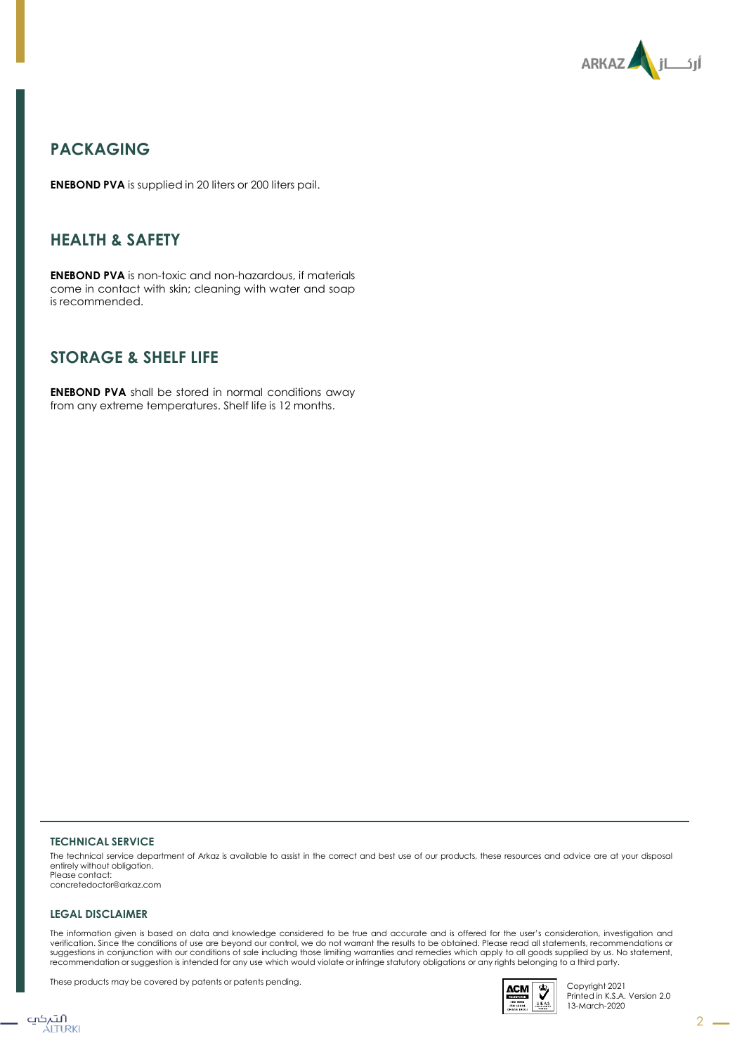## PACKAGING

**ENEBOND PVA** is supplied in 20 liters or 200 liters pail.

## HEALTH & SAFETY

**ENEBOND PVA** is non-toxic and non-hazardous, if materials come in contact with skin; cleaning with water and soap is recommended.

## STORAGE & SHELF LIFE

**ENEBOND PVA** shall be stored in normal conditions away from any extreme temperatures. Shelf life is 12 months.

### TECHNICAL SERVICE

The technical service department of Arkaz is available to assist in the correct and best use of our products, these resources and advice are at your disposal entirely without obligation.
Please contact:
concretedoctor@arkaz.com

### LEGAL DISCLAIMER

The information given is based on data and knowledge considered to be true and accurate and is offered for the user's consideration, investigation and verification. Since the conditions of use are beyond our control, we do not warrant the results to be obtained. Please read all statements, recommendations or suggestions in conjunction with our conditions of sale including those limiting warranties and remedies which apply to all goods supplied by us. No statement, recommendation or suggestion is intended for any use which would violate or infringe statutory obligations or any rights belonging to a third party.

These products may be covered by patents or patents pending.

Copyright 2021
Printed in K.S.A. Version 2.0
13-March-2020